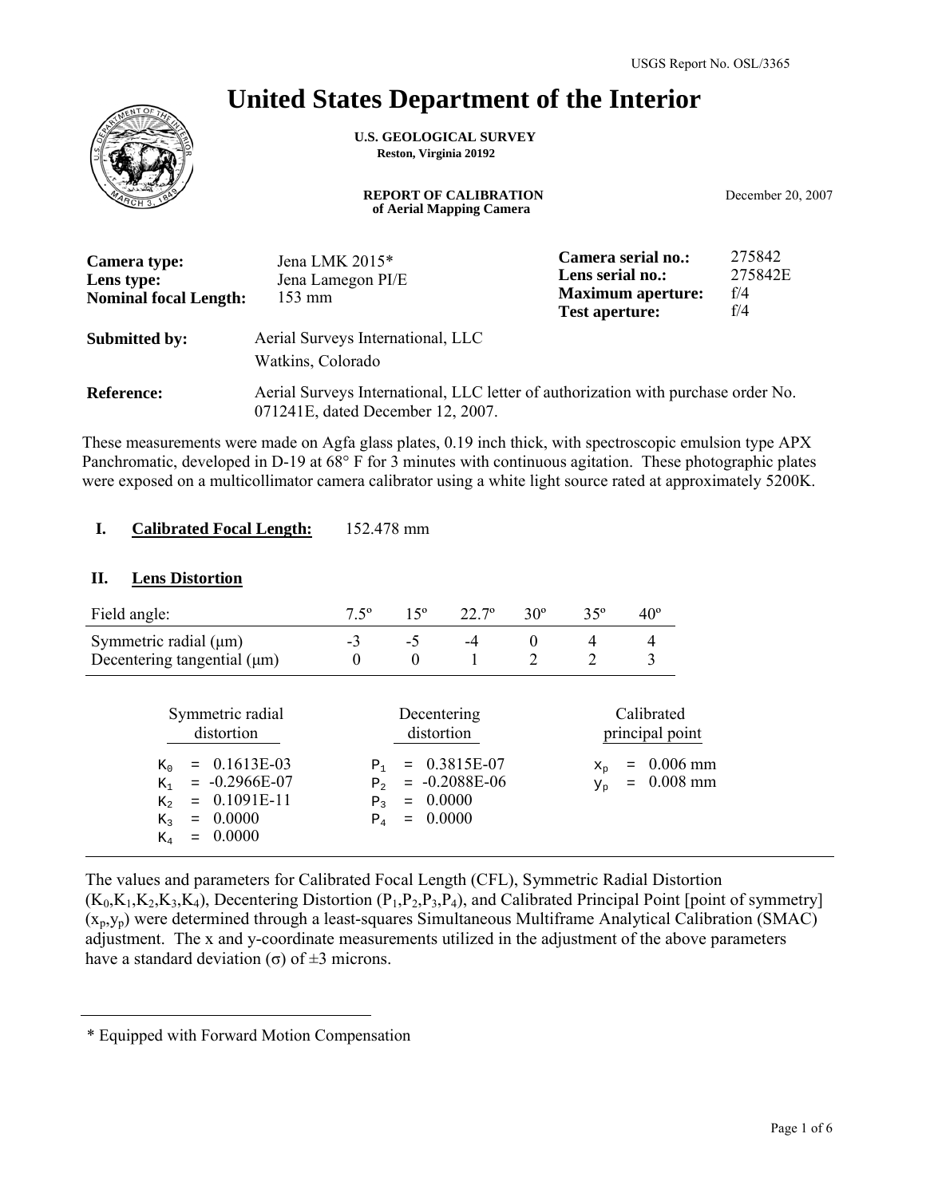USGS Report No. OSL/3365

# United States Department of the Interior

**U.S. GEOLOGICAL SURVEY**
**Reston, Virginia 20192**

**REPORT OF CALIBRATION**
**of Aerial Mapping Camera**

December 20, 2007

| | | | |
|---|---|---|---|
| **Camera type:** | Jena LMK 2015* | **Camera serial no.:** | 275842 |
| **Lens type:** | Jena Lamegon PI/E | **Lens serial no.:** | 275842E |
| **Nominal focal Length:** | 153 mm | **Maximum aperture:** | f/4 |
| | | **Test aperture:** | f/4 |

**Submitted by:** Aerial Surveys International, LLC
Watkins, Colorado

**Reference:** Aerial Surveys International, LLC letter of authorization with purchase order No. 071241E, dated December 12, 2007.

These measurements were made on Agfa glass plates, 0.19 inch thick, with spectroscopic emulsion type APX Panchromatic, developed in D-19 at 68° F for 3 minutes with continuous agitation. These photographic plates were exposed on a multicollimator camera calibrator using a white light source rated at approximately 5200K.

## I. Calibrated Focal Length: 152.478 mm

## II. Lens Distortion

| Field angle: | 7.5º | 15º | 22.7º | 30º | 35º | 40º |
|---|---|---|---|---|---|---|
| Symmetric radial (μm) | -3 | -5 | -4 | 0 | 4 | 4 |
| Decentering tangential (μm) | 0 | 0 | 1 | 2 | 2 | 3 |

| Symmetric radial distortion | Decentering distortion | Calibrated principal point |
|---|---|---|
| $K_0$ = 0.1613E-03 | $P_1$ = 0.3815E-07 | $x_p$ = 0.006 mm |
| $K_1$ = -0.2966E-07 | $P_2$ = -0.2088E-06 | $y_p$ = 0.008 mm |
| $K_2$ = 0.1091E-11 | $P_3$ = 0.0000 | |
| $K_3$ = 0.0000 | $P_4$ = 0.0000 | |
| $K_4$ = 0.0000 | | |

The values and parameters for Calibrated Focal Length (CFL), Symmetric Radial Distortion ($K_0$,$K_1$,$K_2$,$K_3$,$K_4$), Decentering Distortion ($P_1$,$P_2$,$P_3$,$P_4$), and Calibrated Principal Point [point of symmetry] ($x_p$,$y_p$) were determined through a least-squares Simultaneous Multiframe Analytical Calibration (SMAC) adjustment. The x and y-coordinate measurements utilized in the adjustment of the above parameters have a standard deviation (σ) of ±3 microns.

* Equipped with Forward Motion Compensation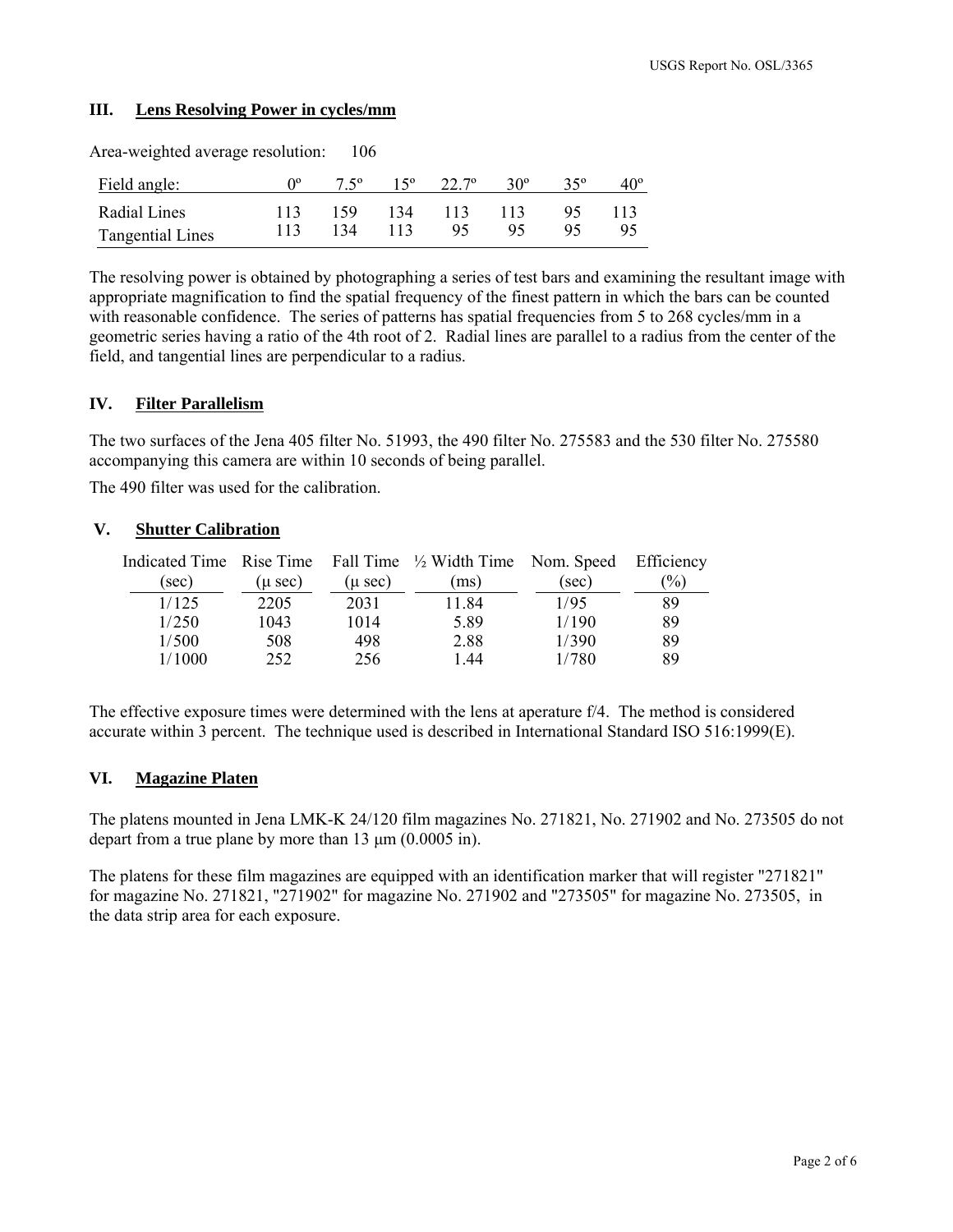## III. Lens Resolving Power in cycles/mm

Area-weighted average resolution: 106

| Field angle: | 0º | 7.5º | 15º | 22.7º | 30º | 35º | 40º |
|---|---|---|---|---|---|---|---|
| Radial Lines | 113 | 159 | 134 | 113 | 113 | 95 | 113 |
| Tangential Lines | 113 | 134 | 113 | 95 | 95 | 95 | 95 |

The resolving power is obtained by photographing a series of test bars and examining the resultant image with appropriate magnification to find the spatial frequency of the finest pattern in which the bars can be counted with reasonable confidence. The series of patterns has spatial frequencies from 5 to 268 cycles/mm in a geometric series having a ratio of the 4th root of 2. Radial lines are parallel to a radius from the center of the field, and tangential lines are perpendicular to a radius.

## IV. Filter Parallelism

The two surfaces of the Jena 405 filter No. 51993, the 490 filter No. 275583 and the 530 filter No. 275580 accompanying this camera are within 10 seconds of being parallel.

The 490 filter was used for the calibration.

## V. Shutter Calibration

| Indicated Time (sec) | Rise Time (μ sec) | Fall Time (μ sec) | ½ Width Time (ms) | Nom. Speed (sec) | Efficiency (%) |
|---|---|---|---|---|---|
| 1/125 | 2205 | 2031 | 11.84 | 1/95 | 89 |
| 1/250 | 1043 | 1014 | 5.89 | 1/190 | 89 |
| 1/500 | 508 | 498 | 2.88 | 1/390 | 89 |
| 1/1000 | 252 | 256 | 1.44 | 1/780 | 89 |

The effective exposure times were determined with the lens at aperature f/4. The method is considered accurate within 3 percent. The technique used is described in International Standard ISO 516:1999(E).

## VI. Magazine Platen

The platens mounted in Jena LMK-K 24/120 film magazines No. 271821, No. 271902 and No. 273505 do not depart from a true plane by more than 13 μm (0.0005 in).

The platens for these film magazines are equipped with an identification marker that will register "271821" for magazine No. 271821, "271902" for magazine No. 271902 and "273505" for magazine No. 273505, in the data strip area for each exposure.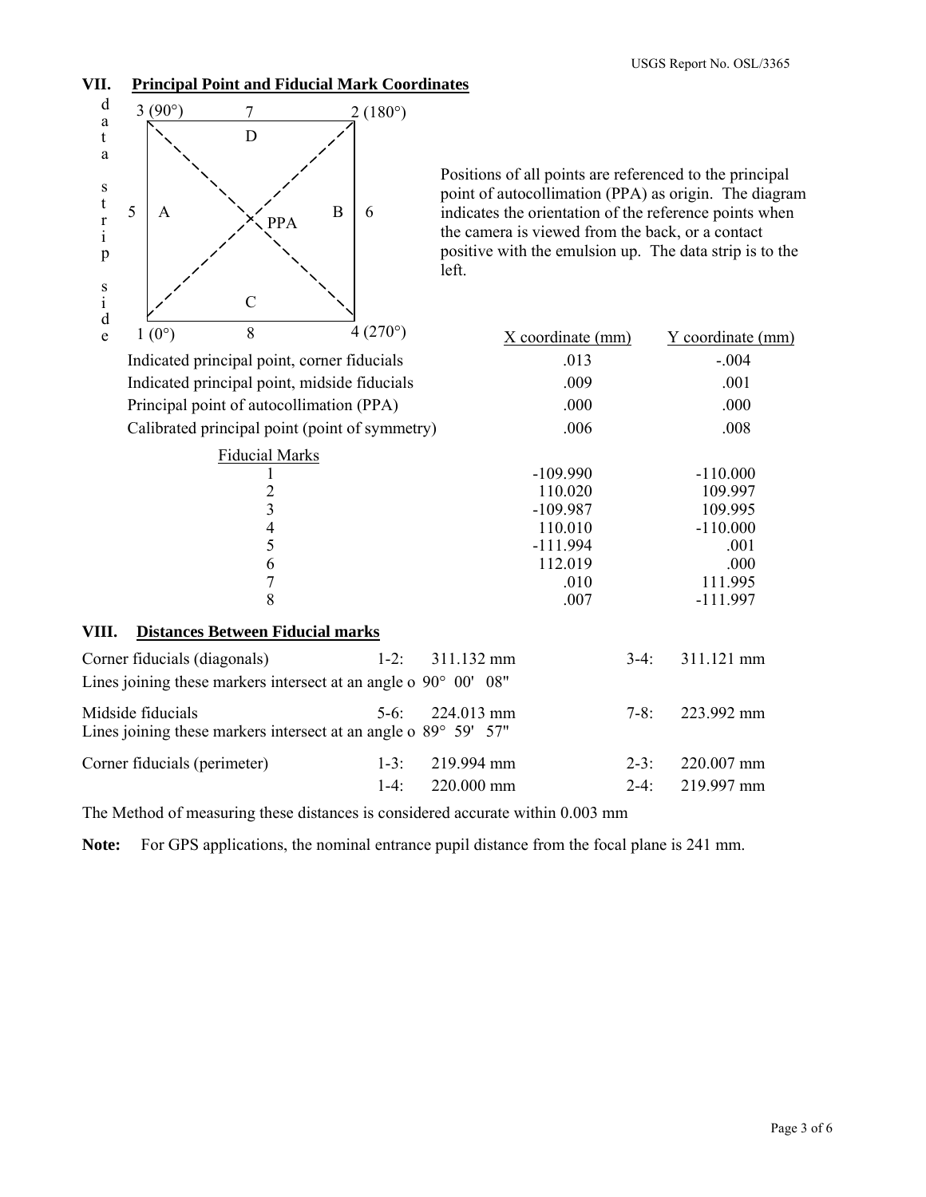## VII. Principal Point and Fiducial Mark Coordinates

data strip side

3 (90°) 7 2 (180°)

D

5 A PPA B 6

C

1 (0°) 8 4 (270°)

Positions of all points are referenced to the principal point of autocollimation (PPA) as origin. The diagram indicates the orientation of the reference points when the camera is viewed from the back, or a contact positive with the emulsion up. The data strip is to the left.

| | X coordinate (mm) | Y coordinate (mm) |
|---|---|---|
| Indicated principal point, corner fiducials | .013 | -.004 |
| Indicated principal point, midside fiducials | .009 | .001 |
| Principal point of autocollimation (PPA) | .000 | .000 |
| Calibrated principal point (point of symmetry) | .006 | .008 |
| Fiducial Marks | | |
| 1 | -109.990 | -110.000 |
| 2 | 110.020 | 109.997 |
| 3 | -109.987 | 109.995 |
| 4 | 110.010 | -110.000 |
| 5 | -111.994 | .001 |
| 6 | 112.019 | .000 |
| 7 | .010 | 111.995 |
| 8 | .007 | -111.997 |

## VIII. Distances Between Fiducial marks

| | | | | |
|---|---|---|---|---|
| Corner fiducials (diagonals) | 1-2: | 311.132 mm | 3-4: | 311.121 mm |
| Lines joining these markers intersect at an angle o 90° 00' 08" | | | | |
| Midside fiducials | 5-6: | 224.013 mm | 7-8: | 223.992 mm |
| Lines joining these markers intersect at an angle o 89° 59' 57" | | | | |
| Corner fiducials (perimeter) | 1-3: | 219.994 mm | 2-3: | 220.007 mm |
| | 1-4: | 220.000 mm | 2-4: | 219.997 mm |

The Method of measuring these distances is considered accurate within 0.003 mm

**Note:** For GPS applications, the nominal entrance pupil distance from the focal plane is 241 mm.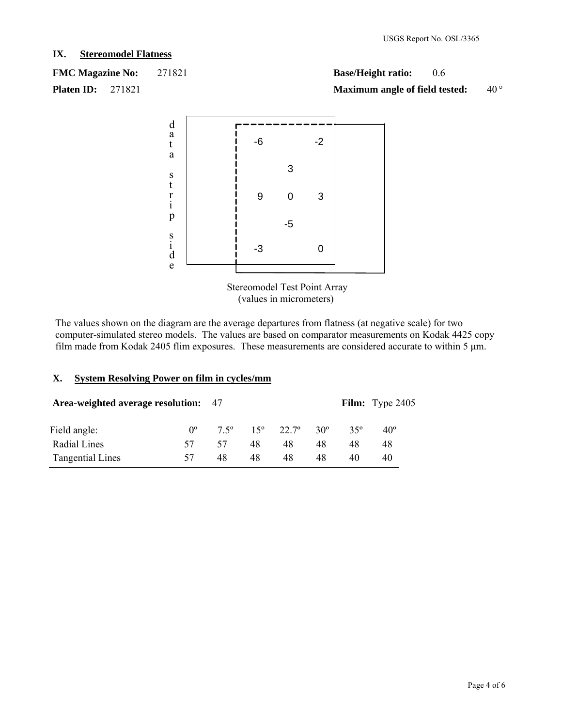## IX. Stereomodel Flatness

**FMC Magazine No:** 271821

**Base/Height ratio:** 0.6

**Platen ID:** 271821

**Maximum angle of field tested:** 40°

data strip side

-6 -2

3

9 0 3

-5

-3 0

Stereomodel Test Point Array
(values in micrometers)

The values shown on the diagram are the average departures from flatness (at negative scale) for two computer-simulated stereo models. The values are based on comparator measurements on Kodak 4425 copy film made from Kodak 2405 flim exposures. These measurements are considered accurate to within 5 µm.

## X. System Resolving Power on film in cycles/mm

**Area-weighted average resolution:** 47

**Film:** Type 2405

| Field angle: | 0º | 7.5º | 15º | 22.7º | 30º | 35º | 40º |
|---|---|---|---|---|---|---|---|
| Radial Lines | 57 | 57 | 48 | 48 | 48 | 48 | 48 |
| Tangential Lines | 57 | 48 | 48 | 48 | 48 | 40 | 40 |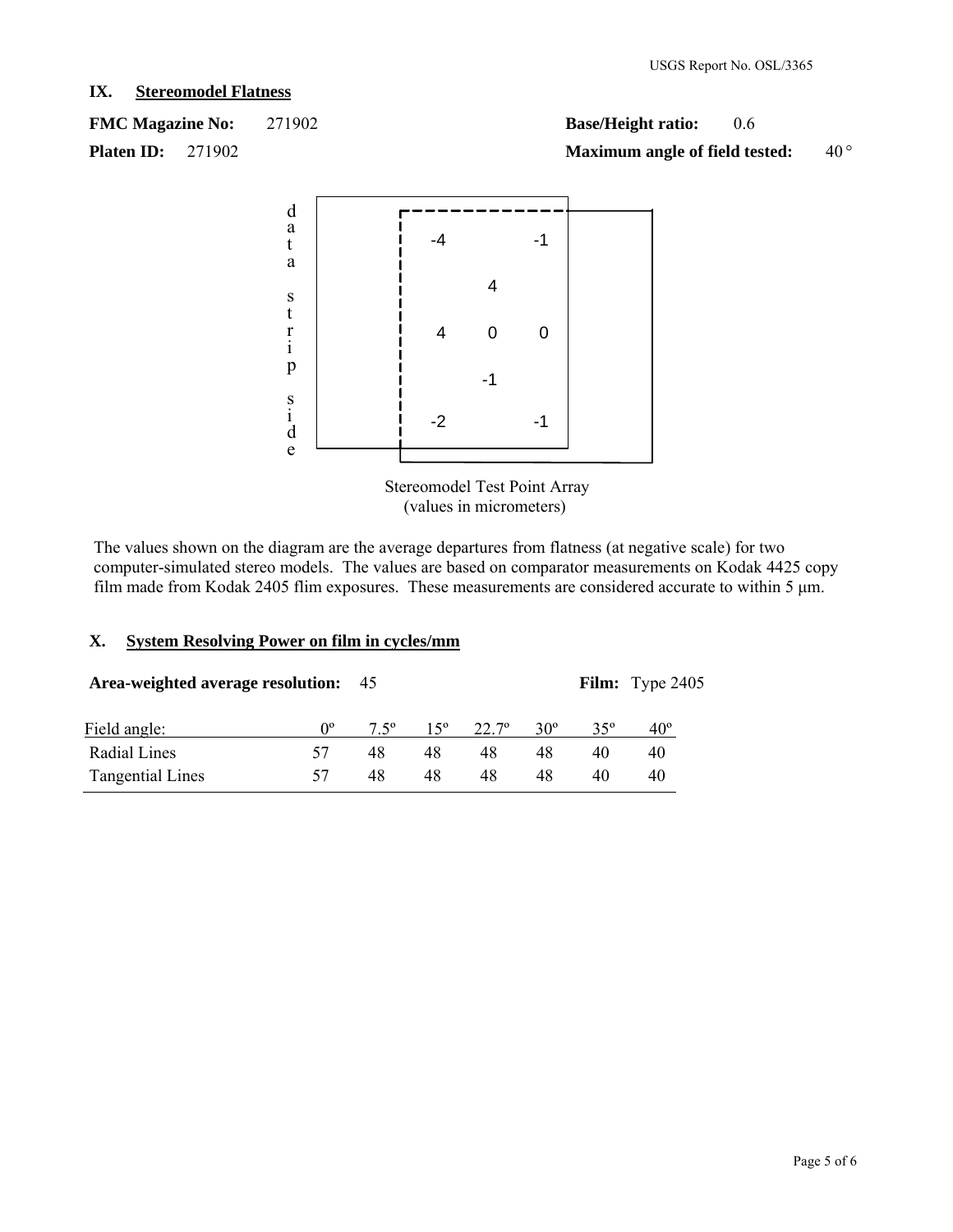## IX. Stereomodel Flatness

**FMC Magazine No:** 271902 **Base/Height ratio:** 0.6

**Platen ID:** 271902 **Maximum angle of field tested:** 40°

data strip side

-4 -1

4

4 0 0

-1

-2 -1

Stereomodel Test Point Array
(values in micrometers)

The values shown on the diagram are the average departures from flatness (at negative scale) for two computer-simulated stereo models. The values are based on comparator measurements on Kodak 4425 copy film made from Kodak 2405 flim exposures. These measurements are considered accurate to within 5 µm.

## X. System Resolving Power on film in cycles/mm

**Area-weighted average resolution:** 45 **Film:** Type 2405

| Field angle: | 0º | 7.5º | 15º | 22.7º | 30º | 35º | 40º |
|---|---|---|---|---|---|---|---|
| Radial Lines | 57 | 48 | 48 | 48 | 48 | 40 | 40 |
| Tangential Lines | 57 | 48 | 48 | 48 | 48 | 40 | 40 |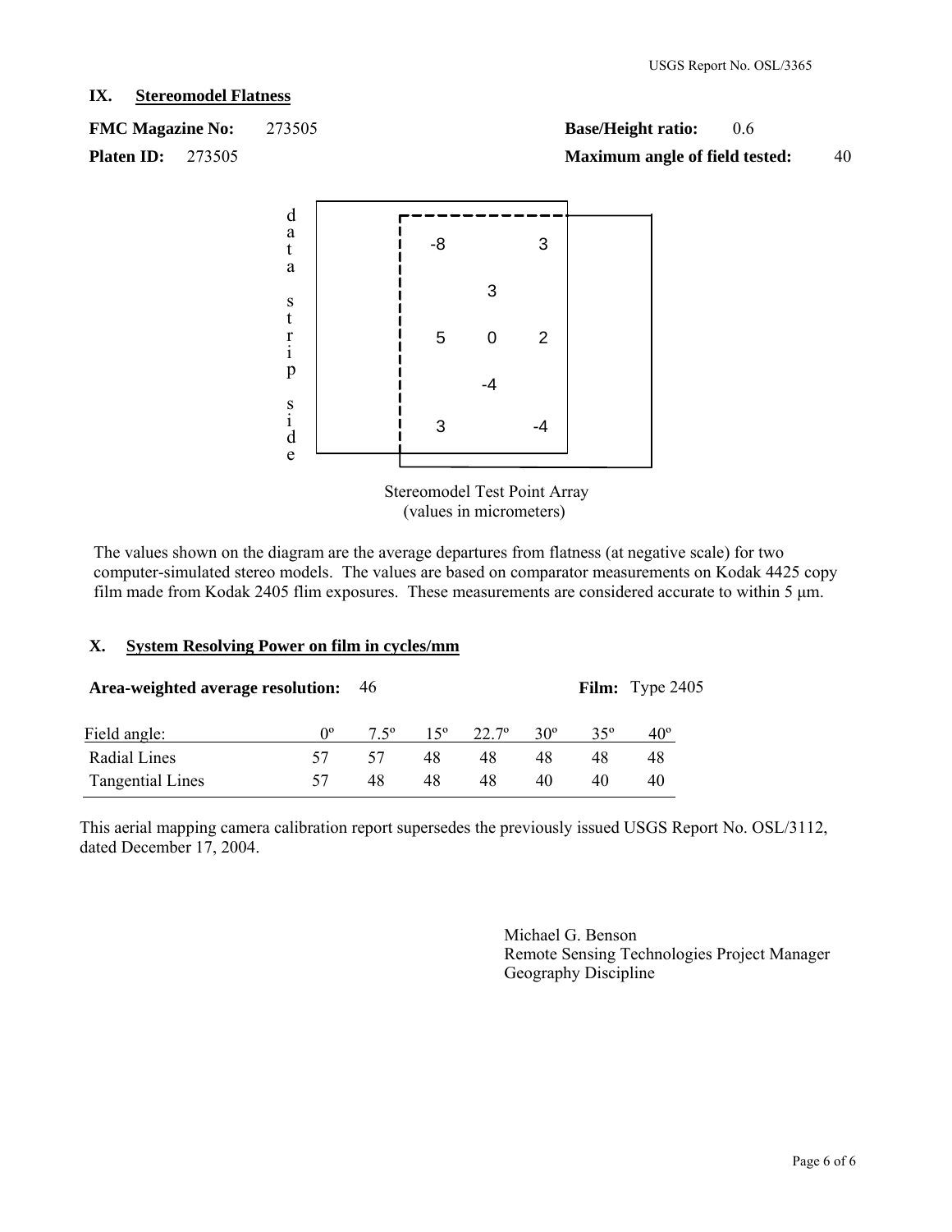## IX. Stereomodel Flatness

**FMC Magazine No:** 273505 **Base/Height ratio:** 0.6

**Platen ID:** 273505 **Maximum angle of field tested:** 40

data strip side

-8 3

3

5 0 2

-4

3 -4

Stereomodel Test Point Array
(values in micrometers)

The values shown on the diagram are the average departures from flatness (at negative scale) for two computer-simulated stereo models. The values are based on comparator measurements on Kodak 4425 copy film made from Kodak 2405 flim exposures. These measurements are considered accurate to within 5 μm.

## X. System Resolving Power on film in cycles/mm

**Area-weighted average resolution:** 46 **Film:** Type 2405

| Field angle: | 0º | 7.5º | 15º | 22.7º | 30º | 35º | 40º |
|---|---|---|---|---|---|---|---|
| Radial Lines | 57 | 57 | 48 | 48 | 48 | 48 | 48 |
| Tangential Lines | 57 | 48 | 48 | 48 | 40 | 40 | 40 |

This aerial mapping camera calibration report supersedes the previously issued USGS Report No. OSL/3112, dated December 17, 2004.

Michael G. Benson
Remote Sensing Technologies Project Manager
Geography Discipline